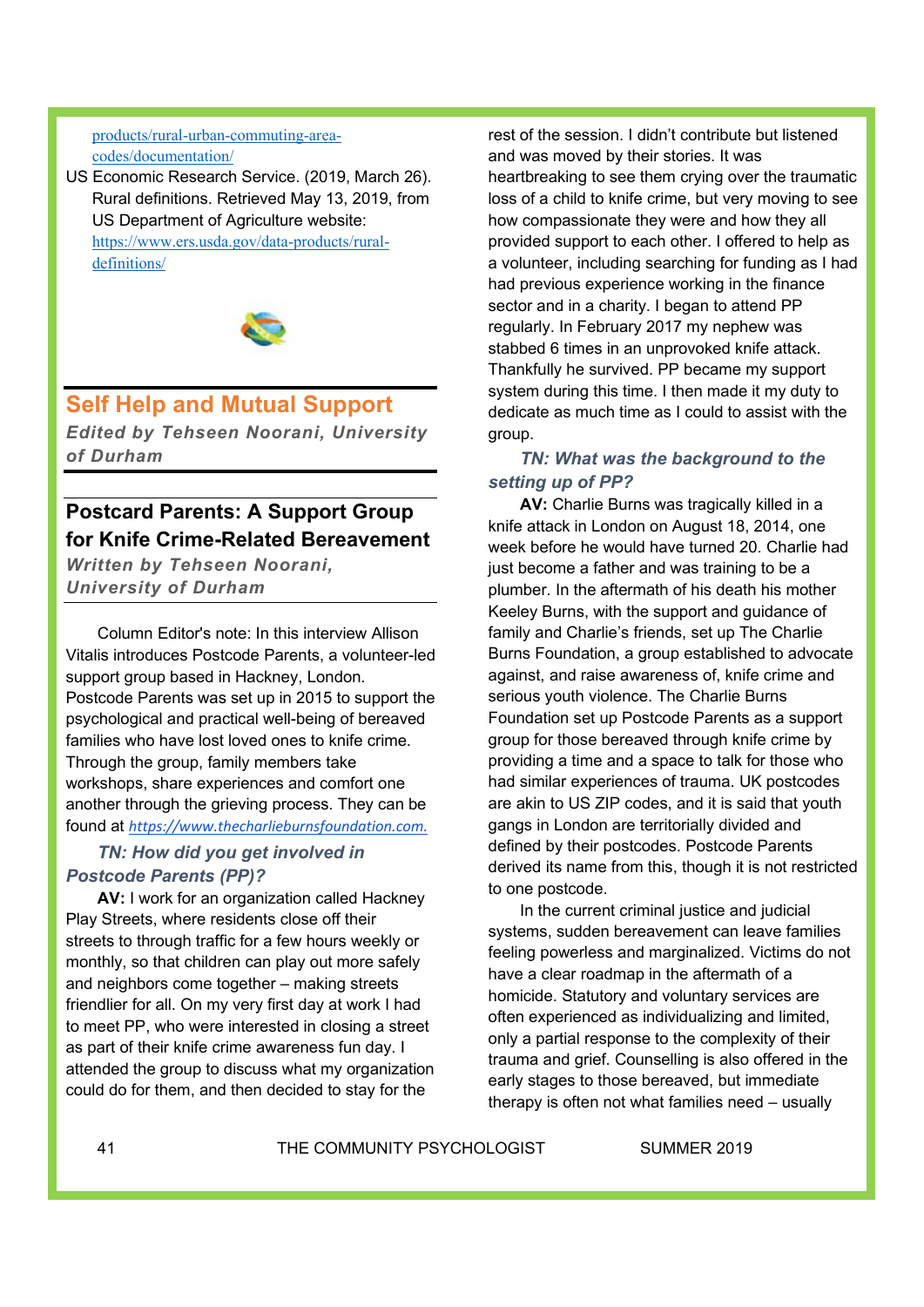products/rural-urban-commuting-area-codes/documentation/

US Economic Research Service. (2019, March 26). Rural definitions. Retrieved May 13, 2019, from US Department of Agriculture website: https://www.ers.usda.gov/data-products/rural-definitions/

## Self Help and Mutual Support

***Edited by Tehseen Noorani, University of Durham***

### Postcard Parents: A Support Group for Knife Crime-Related Bereavement

***Written by Tehseen Noorani, University of Durham***

Column Editor's note: In this interview Allison Vitalis introduces Postcode Parents, a volunteer-led support group based in Hackney, London. Postcode Parents was set up in 2015 to support the psychological and practical well-being of bereaved families who have lost loved ones to knife crime. Through the group, family members take workshops, share experiences and comfort one another through the grieving process. They can be found at *https://www.thecharlieburnsfoundation.com.*

***TN: How did you get involved in Postcode Parents (PP)?***

**AV:** I work for an organization called Hackney Play Streets, where residents close off their streets to through traffic for a few hours weekly or monthly, so that children can play out more safely and neighbors come together – making streets friendlier for all. On my very first day at work I had to meet PP, who were interested in closing a street as part of their knife crime awareness fun day. I attended the group to discuss what my organization could do for them, and then decided to stay for the rest of the session. I didn't contribute but listened and was moved by their stories. It was heartbreaking to see them crying over the traumatic loss of a child to knife crime, but very moving to see how compassionate they were and how they all provided support to each other. I offered to help as a volunteer, including searching for funding as I had had previous experience working in the finance sector and in a charity. I began to attend PP regularly. In February 2017 my nephew was stabbed 6 times in an unprovoked knife attack. Thankfully he survived. PP became my support system during this time. I then made it my duty to dedicate as much time as I could to assist with the group.

***TN: What was the background to the setting up of PP?***

**AV:** Charlie Burns was tragically killed in a knife attack in London on August 18, 2014, one week before he would have turned 20. Charlie had just become a father and was training to be a plumber. In the aftermath of his death his mother Keeley Burns, with the support and guidance of family and Charlie's friends, set up The Charlie Burns Foundation, a group established to advocate against, and raise awareness of, knife crime and serious youth violence. The Charlie Burns Foundation set up Postcode Parents as a support group for those bereaved through knife crime by providing a time and a space to talk for those who had similar experiences of trauma. UK postcodes are akin to US ZIP codes, and it is said that youth gangs in London are territorially divided and defined by their postcodes. Postcode Parents derived its name from this, though it is not restricted to one postcode.

In the current criminal justice and judicial systems, sudden bereavement can leave families feeling powerless and marginalized. Victims do not have a clear roadmap in the aftermath of a homicide. Statutory and voluntary services are often experienced as individualizing and limited, only a partial response to the complexity of their trauma and grief. Counselling is also offered in the early stages to those bereaved, but immediate therapy is often not what families need – usually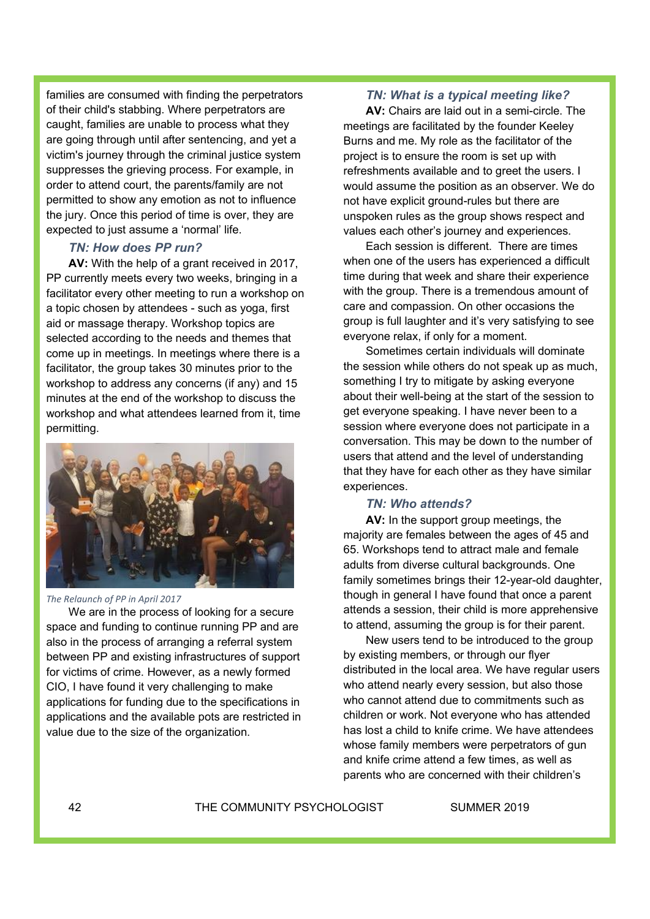families are consumed with finding the perpetrators of their child's stabbing. Where perpetrators are caught, families are unable to process what they are going through until after sentencing, and yet a victim's journey through the criminal justice system suppresses the grieving process. For example, in order to attend court, the parents/family are not permitted to show any emotion as not to influence the jury. Once this period of time is over, they are expected to just assume a 'normal' life.

### *TN: How does PP run?*

**AV:** With the help of a grant received in 2017, PP currently meets every two weeks, bringing in a facilitator every other meeting to run a workshop on a topic chosen by attendees - such as yoga, first aid or massage therapy. Workshop topics are selected according to the needs and themes that come up in meetings. In meetings where there is a facilitator, the group takes 30 minutes prior to the workshop to address any concerns (if any) and 15 minutes at the end of the workshop to discuss the workshop and what attendees learned from it, time permitting.

*The Relaunch of PP in April 2017*

We are in the process of looking for a secure space and funding to continue running PP and are also in the process of arranging a referral system between PP and existing infrastructures of support for victims of crime. However, as a newly formed CIO, I have found it very challenging to make applications for funding due to the specifications in applications and the available pots are restricted in value due to the size of the organization.

### *TN: What is a typical meeting like?*

**AV:** Chairs are laid out in a semi-circle. The meetings are facilitated by the founder Keeley Burns and me. My role as the facilitator of the project is to ensure the room is set up with refreshments available and to greet the users. I would assume the position as an observer. We do not have explicit ground-rules but there are unspoken rules as the group shows respect and values each other's journey and experiences.

Each session is different. There are times when one of the users has experienced a difficult time during that week and share their experience with the group. There is a tremendous amount of care and compassion. On other occasions the group is full laughter and it's very satisfying to see everyone relax, if only for a moment.

Sometimes certain individuals will dominate the session while others do not speak up as much, something I try to mitigate by asking everyone about their well-being at the start of the session to get everyone speaking. I have never been to a session where everyone does not participate in a conversation. This may be down to the number of users that attend and the level of understanding that they have for each other as they have similar experiences.

### *TN: Who attends?*

**AV:** In the support group meetings, the majority are females between the ages of 45 and 65. Workshops tend to attract male and female adults from diverse cultural backgrounds. One family sometimes brings their 12-year-old daughter, though in general I have found that once a parent attends a session, their child is more apprehensive to attend, assuming the group is for their parent.

New users tend to be introduced to the group by existing members, or through our flyer distributed in the local area. We have regular users who attend nearly every session, but also those who cannot attend due to commitments such as children or work. Not everyone who has attended has lost a child to knife crime. We have attendees whose family members were perpetrators of gun and knife crime attend a few times, as well as parents who are concerned with their children's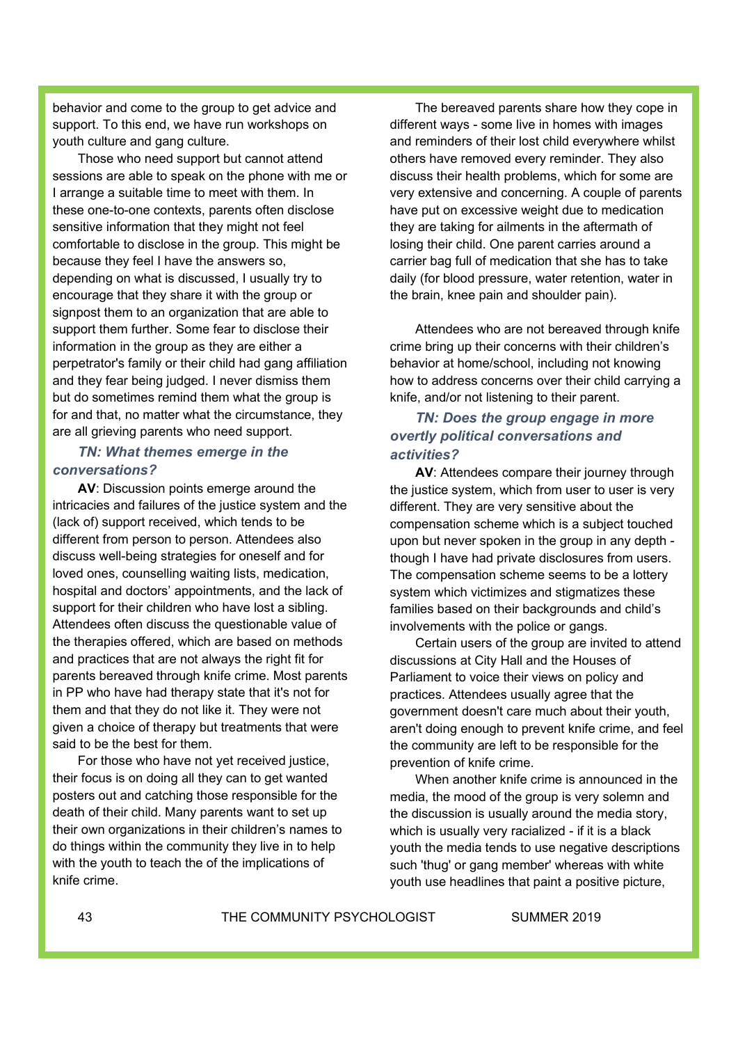behavior and come to the group to get advice and support. To this end, we have run workshops on youth culture and gang culture.

Those who need support but cannot attend sessions are able to speak on the phone with me or I arrange a suitable time to meet with them. In these one-to-one contexts, parents often disclose sensitive information that they might not feel comfortable to disclose in the group. This might be because they feel I have the answers so, depending on what is discussed, I usually try to encourage that they share it with the group or signpost them to an organization that are able to support them further. Some fear to disclose their information in the group as they are either a perpetrator's family or their child had gang affiliation and they fear being judged. I never dismiss them but do sometimes remind them what the group is for and that, no matter what the circumstance, they are all grieving parents who need support.

***TN: What themes emerge in the conversations?***

**AV**: Discussion points emerge around the intricacies and failures of the justice system and the (lack of) support received, which tends to be different from person to person. Attendees also discuss well-being strategies for oneself and for loved ones, counselling waiting lists, medication, hospital and doctors' appointments, and the lack of support for their children who have lost a sibling. Attendees often discuss the questionable value of the therapies offered, which are based on methods and practices that are not always the right fit for parents bereaved through knife crime. Most parents in PP who have had therapy state that it's not for them and that they do not like it. They were not given a choice of therapy but treatments that were said to be the best for them.

For those who have not yet received justice, their focus is on doing all they can to get wanted posters out and catching those responsible for the death of their child. Many parents want to set up their own organizations in their children's names to do things within the community they live in to help with the youth to teach the of the implications of knife crime.

The bereaved parents share how they cope in different ways - some live in homes with images and reminders of their lost child everywhere whilst others have removed every reminder. They also discuss their health problems, which for some are very extensive and concerning. A couple of parents have put on excessive weight due to medication they are taking for ailments in the aftermath of losing their child. One parent carries around a carrier bag full of medication that she has to take daily (for blood pressure, water retention, water in the brain, knee pain and shoulder pain).

Attendees who are not bereaved through knife crime bring up their concerns with their children's behavior at home/school, including not knowing how to address concerns over their child carrying a knife, and/or not listening to their parent.

***TN: Does the group engage in more overtly political conversations and activities?***

**AV**: Attendees compare their journey through the justice system, which from user to user is very different. They are very sensitive about the compensation scheme which is a subject touched upon but never spoken in the group in any depth - though I have had private disclosures from users. The compensation scheme seems to be a lottery system which victimizes and stigmatizes these families based on their backgrounds and child's involvements with the police or gangs.

Certain users of the group are invited to attend discussions at City Hall and the Houses of Parliament to voice their views on policy and practices. Attendees usually agree that the government doesn't care much about their youth, aren't doing enough to prevent knife crime, and feel the community are left to be responsible for the prevention of knife crime.

When another knife crime is announced in the media, the mood of the group is very solemn and the discussion is usually around the media story, which is usually very racialized - if it is a black youth the media tends to use negative descriptions such 'thug' or gang member' whereas with white youth use headlines that paint a positive picture,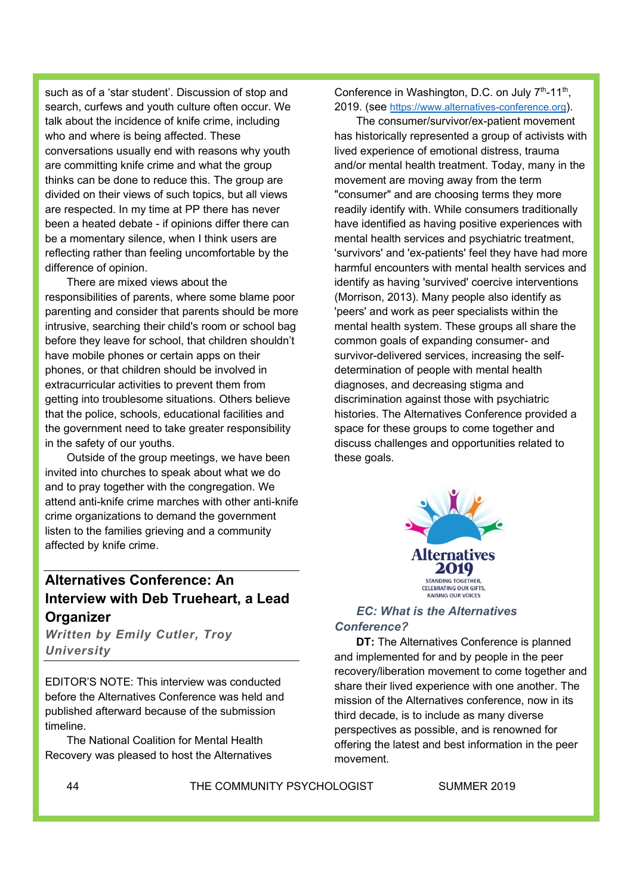such as of a 'star student'. Discussion of stop and search, curfews and youth culture often occur. We talk about the incidence of knife crime, including who and where is being affected. These conversations usually end with reasons why youth are committing knife crime and what the group thinks can be done to reduce this. The group are divided on their views of such topics, but all views are respected. In my time at PP there has never been a heated debate - if opinions differ there can be a momentary silence, when I think users are reflecting rather than feeling uncomfortable by the difference of opinion.

There are mixed views about the responsibilities of parents, where some blame poor parenting and consider that parents should be more intrusive, searching their child's room or school bag before they leave for school, that children shouldn't have mobile phones or certain apps on their phones, or that children should be involved in extracurricular activities to prevent them from getting into troublesome situations. Others believe that the police, schools, educational facilities and the government need to take greater responsibility in the safety of our youths.

Outside of the group meetings, we have been invited into churches to speak about what we do and to pray together with the congregation. We attend anti-knife crime marches with other anti-knife crime organizations to demand the government listen to the families grieving and a community affected by knife crime.

## Alternatives Conference: An Interview with Deb Trueheart, a Lead Organizer

***Written by Emily Cutler, Troy University***

EDITOR'S NOTE: This interview was conducted before the Alternatives Conference was held and published afterward because of the submission timeline.

The National Coalition for Mental Health Recovery was pleased to host the Alternatives Conference in Washington, D.C. on July 7th-11th, 2019. (see https://www.alternatives-conference.org).

The consumer/survivor/ex-patient movement has historically represented a group of activists with lived experience of emotional distress, trauma and/or mental health treatment. Today, many in the movement are moving away from the term "consumer" and are choosing terms they more readily identify with. While consumers traditionally have identified as having positive experiences with mental health services and psychiatric treatment, 'survivors' and 'ex-patients' feel they have had more harmful encounters with mental health services and identify as having 'survived' coercive interventions (Morrison, 2013). Many people also identify as 'peers' and work as peer specialists within the mental health system. These groups all share the common goals of expanding consumer- and survivor-delivered services, increasing the self-determination of people with mental health diagnoses, and decreasing stigma and discrimination against those with psychiatric histories. The Alternatives Conference provided a space for these groups to come together and discuss challenges and opportunities related to these goals.

Alternatives 2019

STANDING TOGETHER, CELEBRATING OUR GIFTS, RAISING OUR VOICES

***EC: What is the Alternatives Conference?***

**DT:** The Alternatives Conference is planned and implemented for and by people in the peer recovery/liberation movement to come together and share their lived experience with one another. The mission of the Alternatives conference, now in its third decade, is to include as many diverse perspectives as possible, and is renowned for offering the latest and best information in the peer movement.